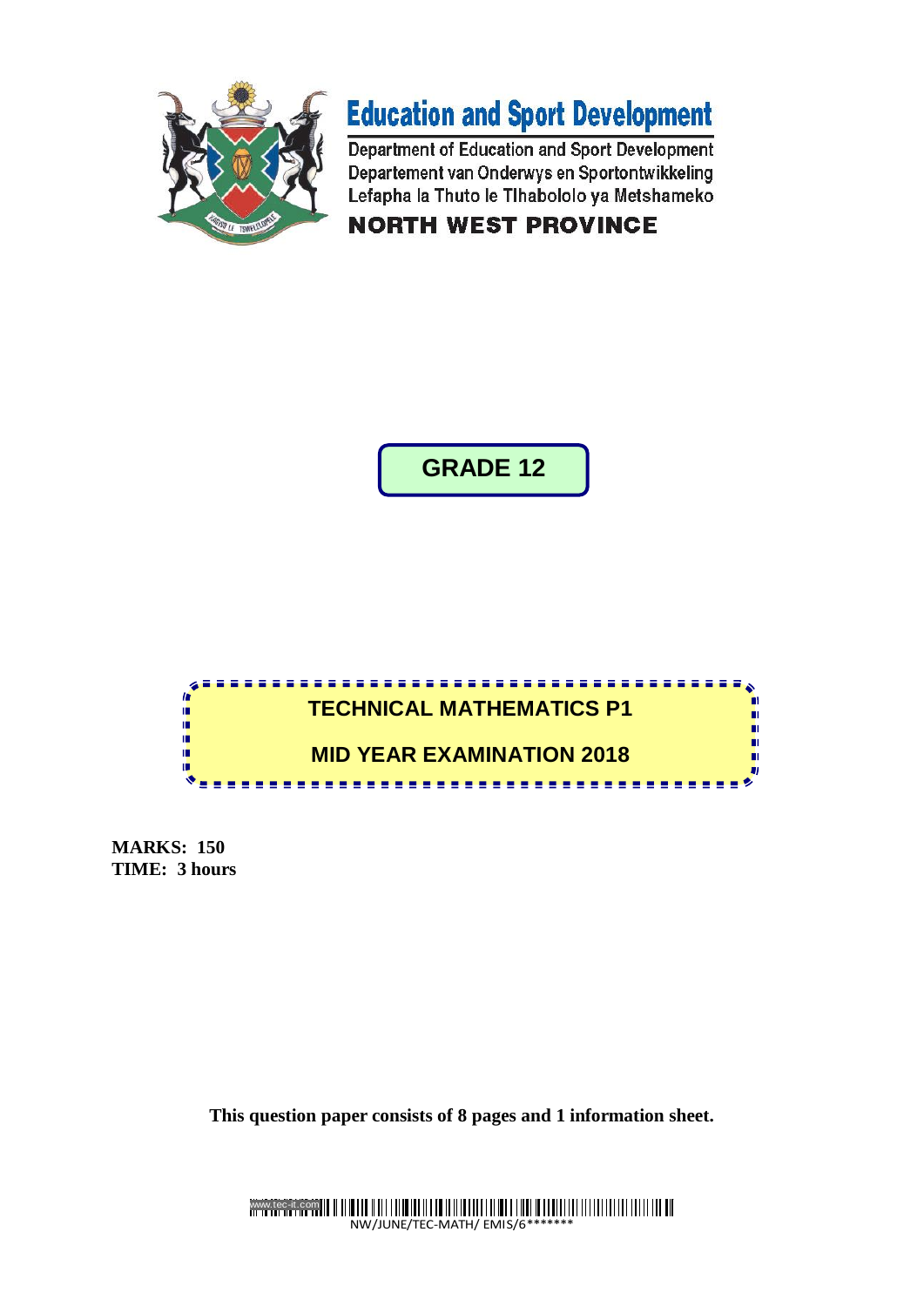# Education and Sport Development

Department of Education and Sport Development
Departement van Onderwys en Sportontwikkeling
Lefapha la Thuto le Tlhabololo ya Metshameko

**NORTH WEST PROVINCE**

## GRADE 12

## TECHNICAL MATHEMATICS P1

## MID YEAR EXAMINATION 2018

**MARKS: 150**
**TIME: 3 hours**

**This question paper consists of 8 pages and 1 information sheet.**

NW/JUNE/TEC-MATH/ EMIS/6*******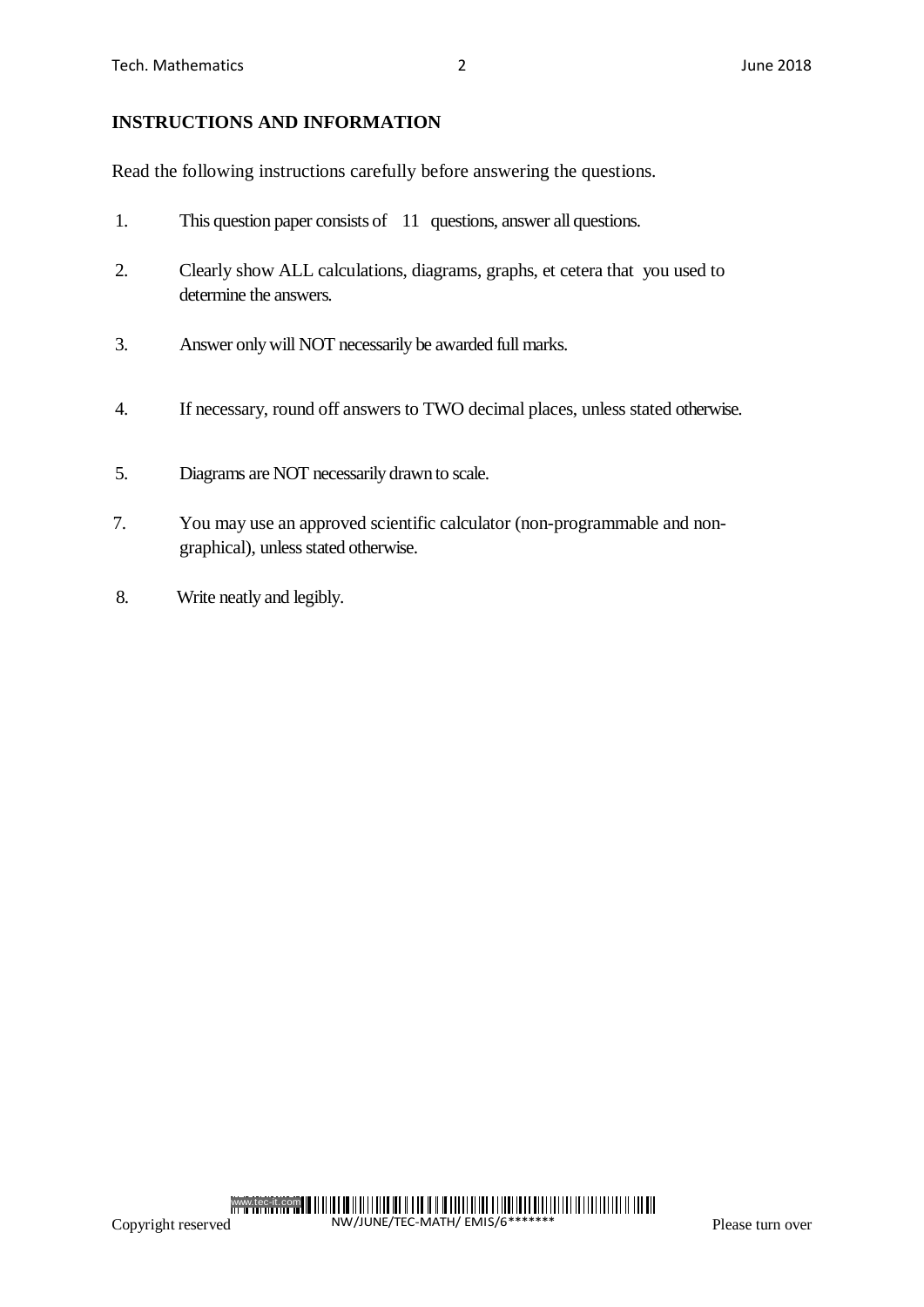**INSTRUCTIONS AND INFORMATION**

Read the following instructions carefully before answering the questions.

1. This question paper consists of 11 questions, answer all questions.

2. Clearly show ALL calculations, diagrams, graphs, et cetera that you used to determine the answers.

3. Answer only will NOT necessarily be awarded full marks.

4. If necessary, round off answers to TWO decimal places, unless stated otherwise.

5. Diagrams are NOT necessarily drawn to scale.

7. You may use an approved scientific calculator (non-programmable and non-graphical), unless stated otherwise.

8. Write neatly and legibly.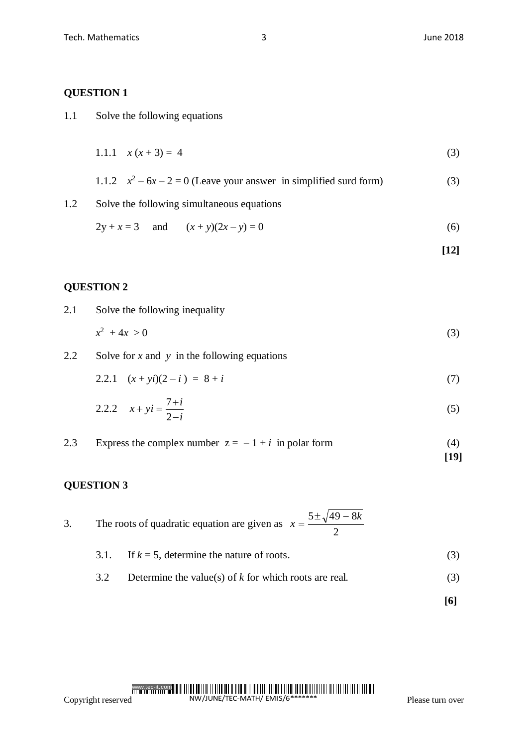## QUESTION 1

1.1 Solve the following equations

1.1.1 $x(x + 3) = 4$ (3)

1.1.2 $x^2 - 6x - 2 = 0$ (Leave your answer in simplified surd form) (3)

1.2 Solve the following simultaneous equations

$2y + x = 3$ and $(x + y)(2x - y) = 0$ (6)

**[12]**

## QUESTION 2

2.1 Solve the following inequality

$x^2 + 4x > 0$ (3)

2.2 Solve for $x$ and $y$ in the following equations

2.2.1 $(x + yi)(2 - i) = 8 + i$ (7)

2.2.2 $x + yi = \dfrac{7+i}{2-i}$ (5)

2.3 Express the complex number $z = -1 + i$ in polar form (4)

**[19]**

## QUESTION 3

3. The roots of quadratic equation are given as $x = \dfrac{5 \pm \sqrt{49 - 8k}}{2}$

3.1. If $k = 5$, determine the nature of roots. (3)

3.2 Determine the value(s) of $k$ for which roots are real. (3)

**[6]**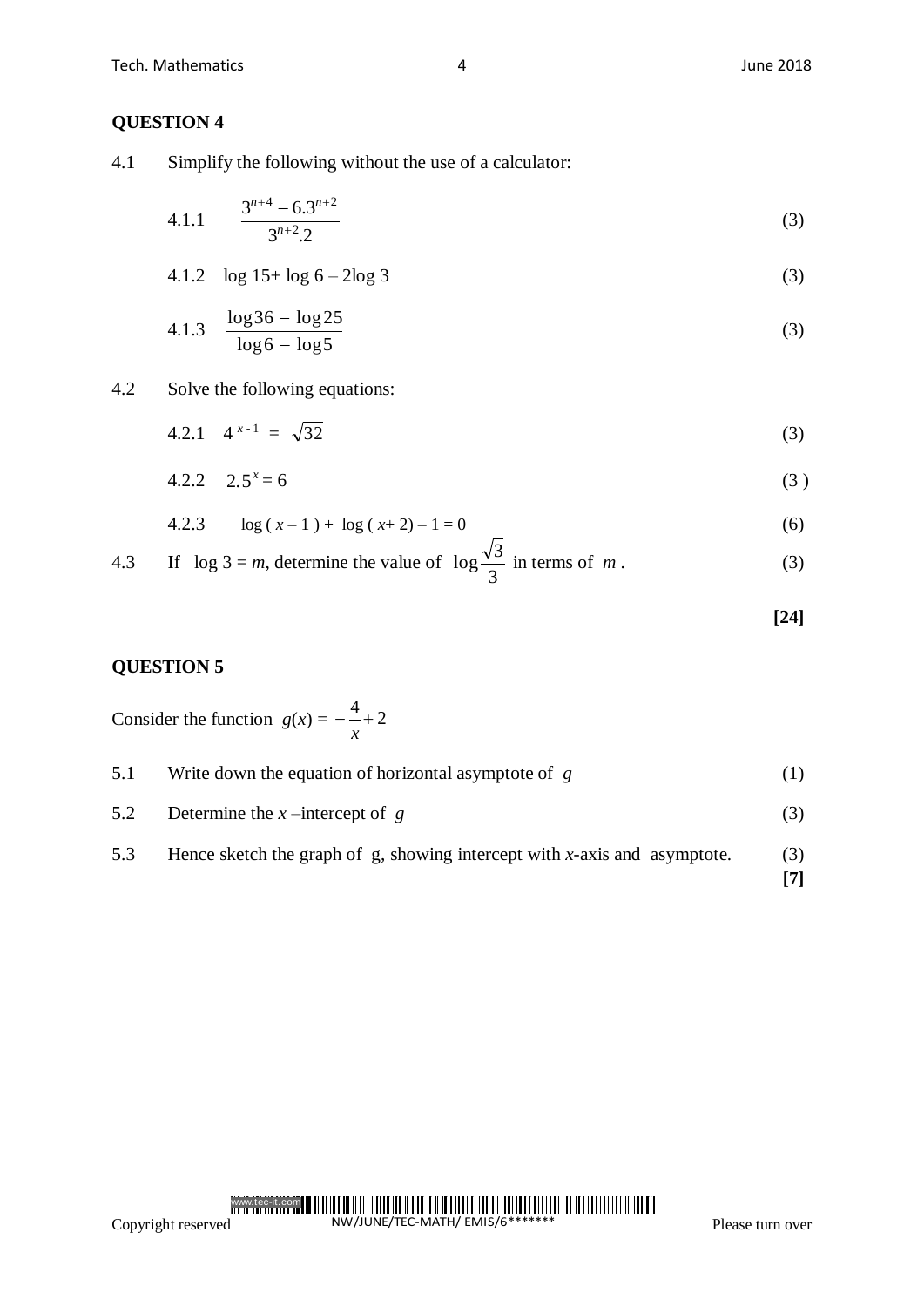## QUESTION 4

4.1 Simplify the following without the use of a calculator:

4.1.1 $\dfrac{3^{n+4} - 6.3^{n+2}}{3^{n+2}.2}$ (3)

4.1.2 $\log 15 + \log 6 - 2\log 3$ (3)

4.1.3 $\dfrac{\log 36 - \log 25}{\log 6 - \log 5}$ (3)

4.2 Solve the following equations:

4.2.1 $4^{x-1} = \sqrt{32}$ (3)

4.2.2 $2.5^{x} = 6$ (3 )

4.2.3 $\log(x - 1) + \log(x + 2) - 1 = 0$ (6)

4.3 If $\log 3 = m$, determine the value of $\log \dfrac{\sqrt{3}}{3}$ in terms of $m$. (3)

**[24]**

## QUESTION 5

Consider the function $g(x) = -\dfrac{4}{x} + 2$

5.1 Write down the equation of horizontal asymptote of $g$ (1)

5.2 Determine the $x$ –intercept of $g$ (3)

5.3 Hence sketch the graph of g, showing intercept with $x$-axis and asymptote. (3)

**[7]**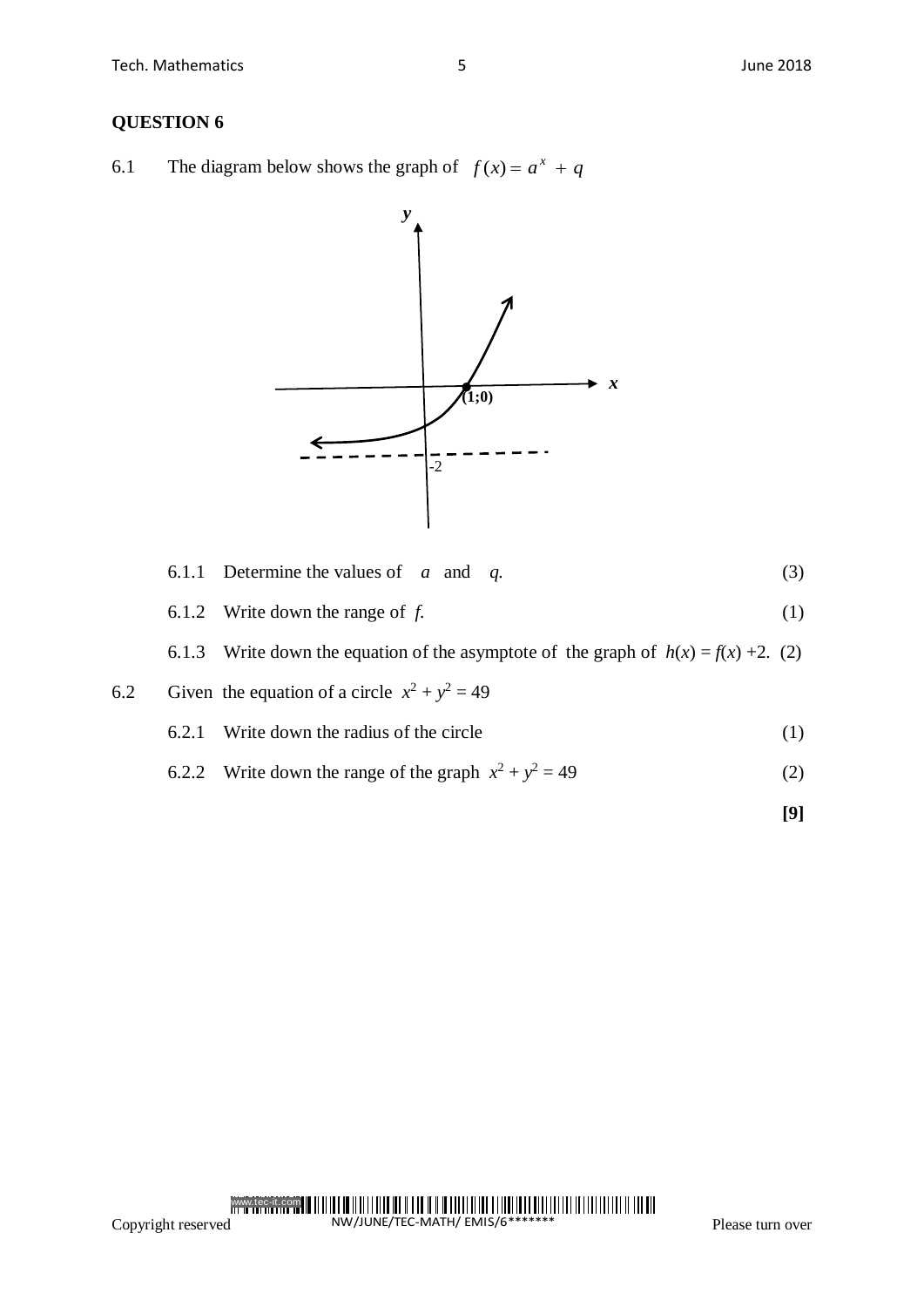## QUESTION 6

6.1 The diagram below shows the graph of $f(x) = a^x + q$

6.1.1 Determine the values of $a$ and $q$. (3)

6.1.2 Write down the range of $f$. (1)

6.1.3 Write down the equation of the asymptote of the graph of $h(x) = f(x) + 2$. (2)

6.2 Given the equation of a circle $x^2 + y^2 = 49$

6.2.1 Write down the radius of the circle (1)

6.2.2 Write down the range of the graph $x^2 + y^2 = 49$ (2)

**[9]**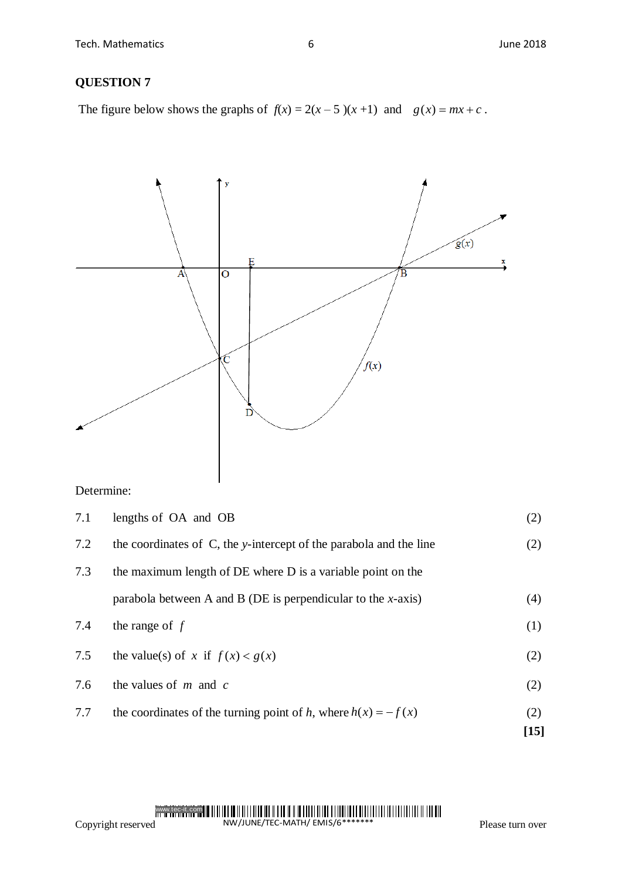## QUESTION 7

The figure below shows the graphs of $f(x) = 2(x-5)(x+1)$ and $g(x) = mx + c$.

Determine:

| | | |
|---|---|---|
| 7.1 | lengths of OA and OB | (2) |
| 7.2 | the coordinates of C, the *y*-intercept of the parabola and the line | (2) |
| 7.3 | the maximum length of DE where D is a variable point on the parabola between A and B (DE is perpendicular to the *x*-axis) | (4) |
| 7.4 | the range of $f$ | (1) |
| 7.5 | the value(s) of $x$ if $f(x) < g(x)$ | (2) |
| 7.6 | the values of $m$ and $c$ | (2) |
| 7.7 | the coordinates of the turning point of *h*, where $h(x) = -f(x)$ | (2) |
| | | **[15]** |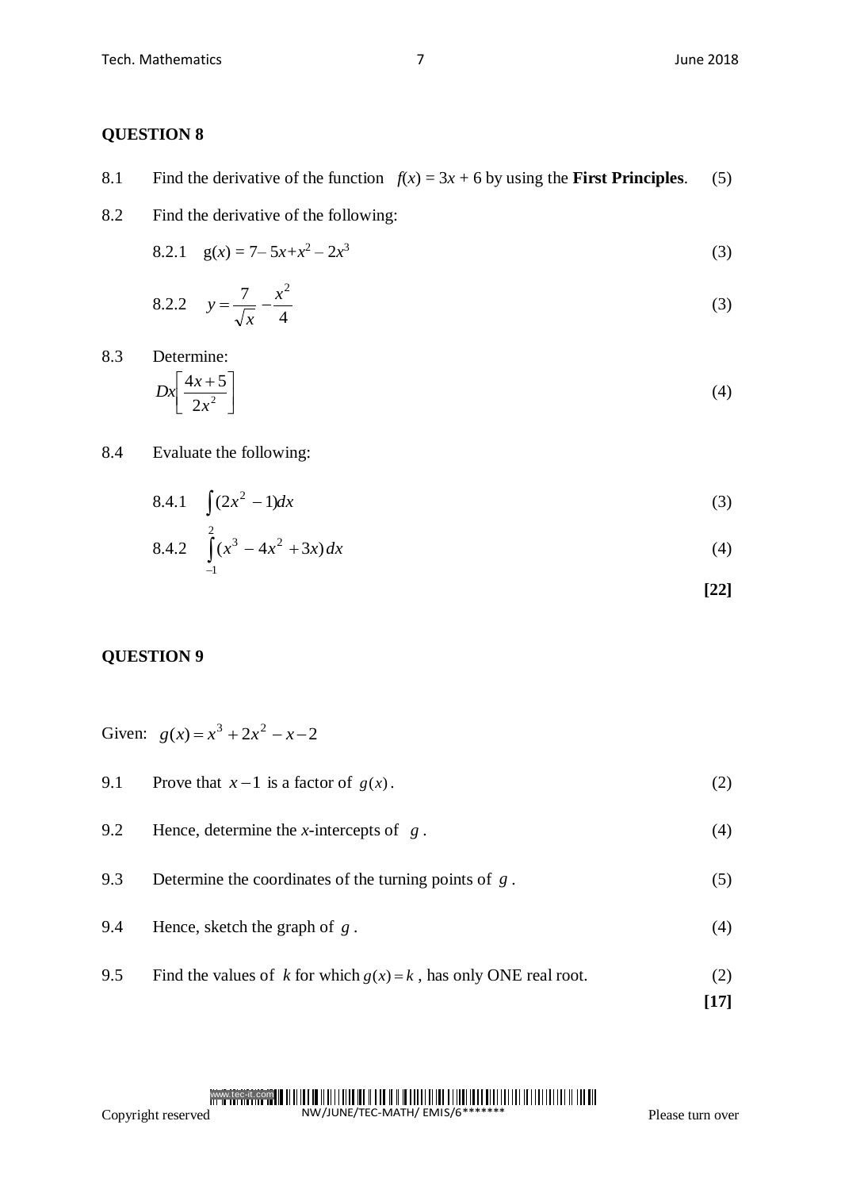## QUESTION 8

8.1 Find the derivative of the function $f(x) = 3x + 6$ by using the **First Principles**. (5)

8.2 Find the derivative of the following:

8.2.1 $g(x) = 7 - 5x + x^2 - 2x^3$ (3)

8.2.2 $y = \dfrac{7}{\sqrt{x}} - \dfrac{x^2}{4}$ (3)

8.3 Determine:

$Dx\left[\dfrac{4x+5}{2x^2}\right]$ (4)

8.4 Evaluate the following:

8.4.1 $\int (2x^2 - 1)dx$ (3)

8.4.2 $\int_{-1}^{2} (x^3 - 4x^2 + 3x)\, dx$ (4)

**[22]**

## QUESTION 9

Given: $g(x) = x^3 + 2x^2 - x - 2$

9.1 Prove that $x - 1$ is a factor of $g(x)$. (2)

9.2 Hence, determine the *x*-intercepts of $g$. (4)

9.3 Determine the coordinates of the turning points of $g$. (5)

9.4 Hence, sketch the graph of $g$. (4)

9.5 Find the values of $k$ for which $g(x) = k$, has only ONE real root. (2)

**[17]**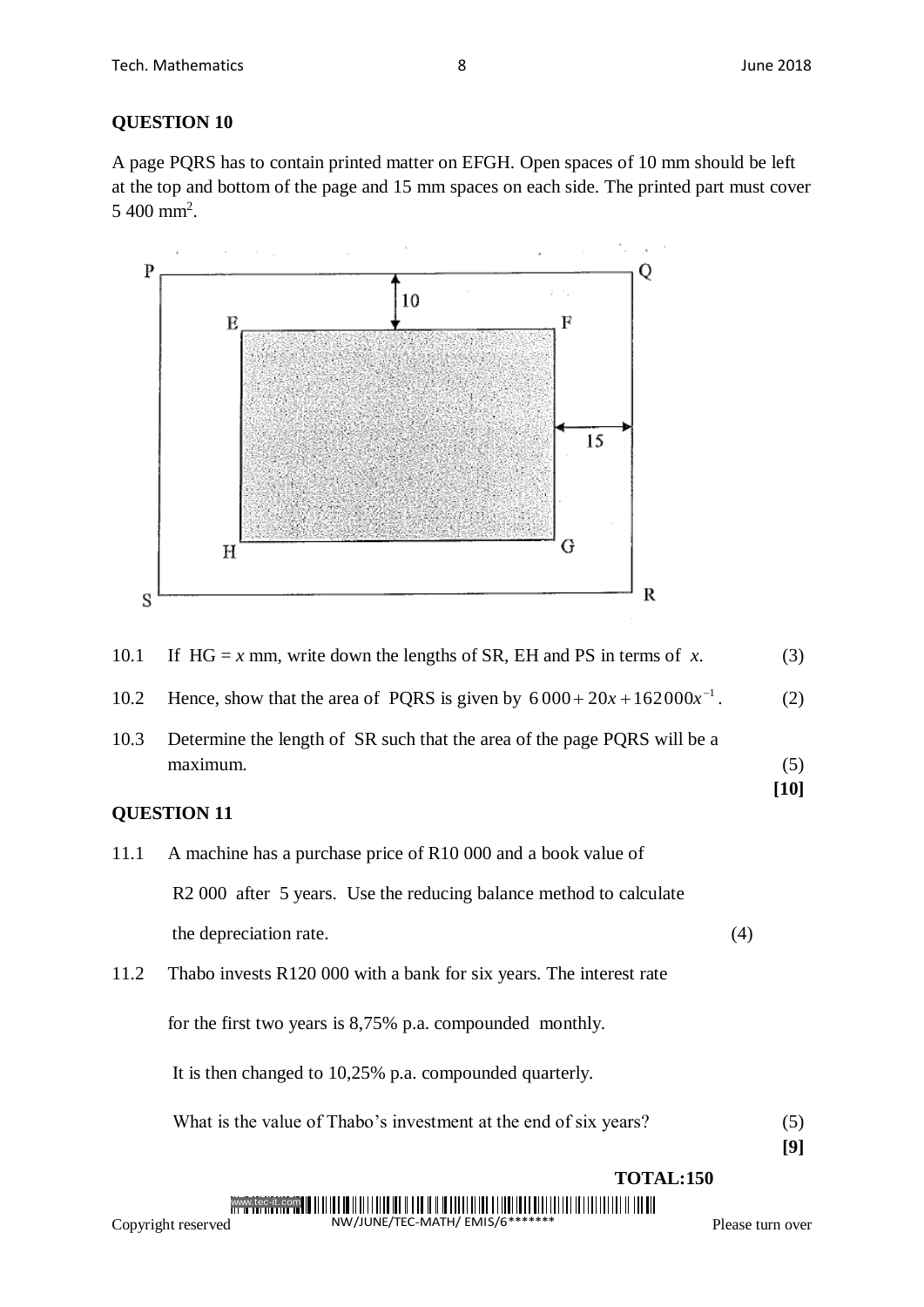**QUESTION 10**

A page PQRS has to contain printed matter on EFGH. Open spaces of 10 mm should be left at the top and bottom of the page and 15 mm spaces on each side. The printed part must cover 5 400 mm$^2$.

10.1 If HG = $x$ mm, write down the lengths of SR, EH and PS in terms of $x$. (3)

10.2 Hence, show that the area of PQRS is given by $6\,000 + 20x + 162\,000x^{-1}$. (2)

10.3 Determine the length of SR such that the area of the page PQRS will be a maximum. (5)

**[10]**

**QUESTION 11**

11.1 A machine has a purchase price of R10 000 and a book value of R2 000 after 5 years. Use the reducing balance method to calculate the depreciation rate. (4)

11.2 Thabo invests R120 000 with a bank for six years. The interest rate for the first two years is 8,75% p.a. compounded monthly.

It is then changed to 10,25% p.a. compounded quarterly.

What is the value of Thabo's investment at the end of six years? (5)

**[9]**

**TOTAL:150**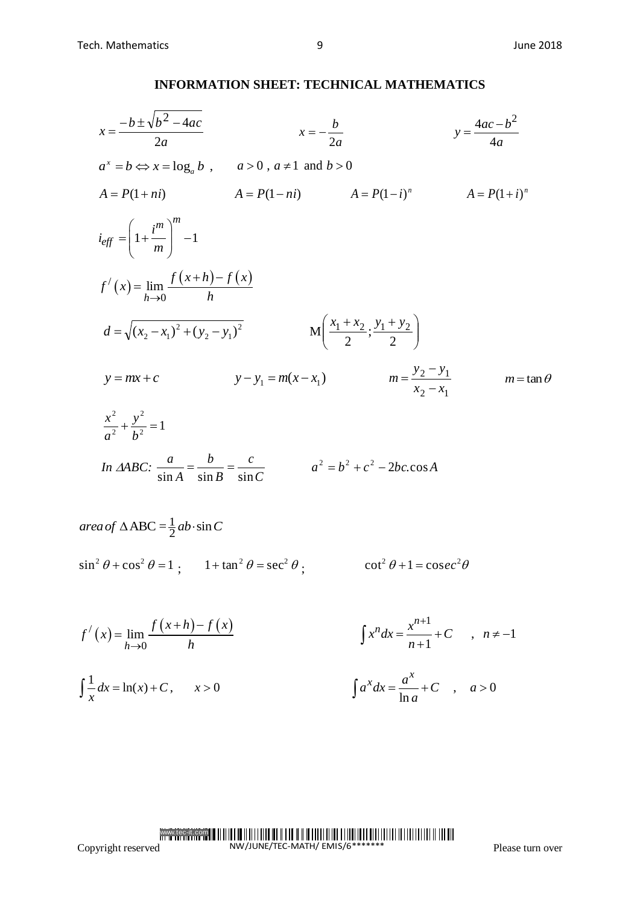# INFORMATION SHEET: TECHNICAL MATHEMATICS

$$x = \frac{-b \pm \sqrt{b^2 - 4ac}}{2a} \qquad x = -\frac{b}{2a} \qquad y = \frac{4ac - b^2}{4a}$$

$a^x = b \Leftrightarrow x = \log_a b$ , $\quad a > 0$ , $a \neq 1$ and $b > 0$

$$A = P(1+ni) \qquad A = P(1-ni) \qquad A = P(1-i)^n \qquad A = P(1+i)^n$$

$$i_{eff} = \left(1 + \frac{i^m}{m}\right)^m - 1$$

$$f'(x) = \lim_{h \to 0} \frac{f(x+h) - f(x)}{h}$$

$$d = \sqrt{(x_2 - x_1)^2 + (y_2 - y_1)^2} \qquad \mathrm{M}\left(\frac{x_1 + x_2}{2}; \frac{y_1 + y_2}{2}\right)$$

$$y = mx + c \qquad y - y_1 = m(x - x_1) \qquad m = \frac{y_2 - y_1}{x_2 - x_1} \qquad m = \tan\theta$$

$$\frac{x^2}{a^2} + \frac{y^2}{b^2} = 1$$

*In* $\Delta ABC$: $\dfrac{a}{\sin A} = \dfrac{b}{\sin B} = \dfrac{c}{\sin C} \qquad a^2 = b^2 + c^2 - 2bc.\cos A$

$$\text{area of } \Delta\mathrm{ABC} = \frac{1}{2}ab \cdot \sin C$$

$\sin^2\theta + \cos^2\theta = 1$ ; $\quad 1 + \tan^2\theta = \sec^2\theta$ ; $\quad \cot^2\theta + 1 = \operatorname{cosec}^2\theta$

$$f'(x) = \lim_{h \to 0} \frac{f(x+h) - f(x)}{h} \qquad \int x^n dx = \frac{x^{n+1}}{n+1} + C \quad , \ n \neq -1$$

$$\int \frac{1}{x} dx = \ln(x) + C, \quad x > 0 \qquad \int a^x dx = \frac{a^x}{\ln a} + C \quad , \ a > 0$$